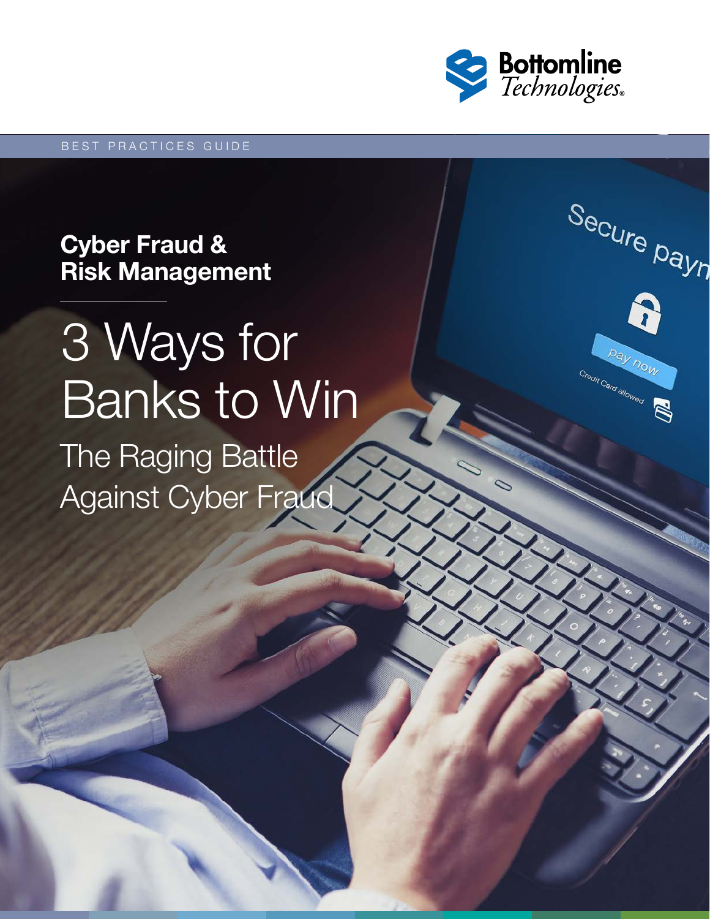Bottomline Technologies

BEST PRACTICES GUIDE

**Cyber Fraud & Risk Management**

# 3 Ways for Banks to Win

## The Raging Battle Against Cyber Fraud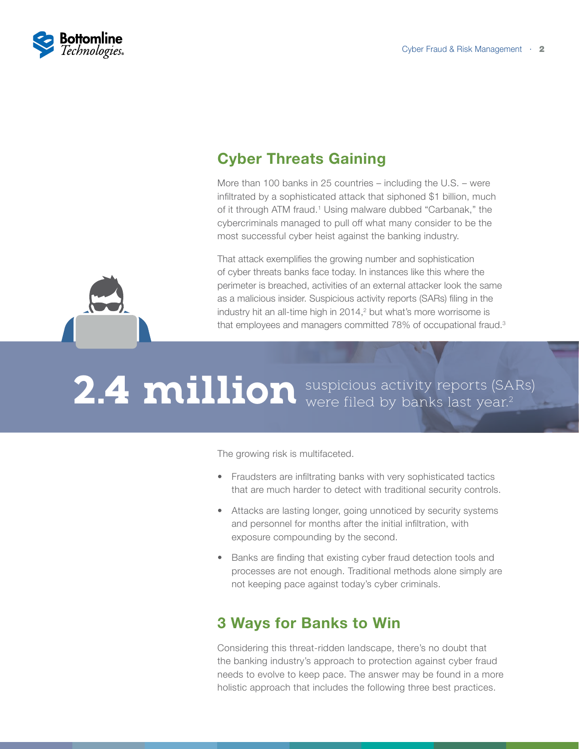## Cyber Threats Gaining

More than 100 banks in 25 countries – including the U.S. – were infiltrated by a sophisticated attack that siphoned $1 billion, much of it through ATM fraud.[1] Using malware dubbed "Carbanak," the cybercriminals managed to pull off what many consider to be the most successful cyber heist against the banking industry.

That attack exemplifies the growing number and sophistication of cyber threats banks face today. In instances like this where the perimeter is breached, activities of an external attacker look the same as a malicious insider. Suspicious activity reports (SARs) filing in the industry hit an all-time high in 2014,[2] but what's more worrisome is that employees and managers committed 78% of occupational fraud.[3]

**2.4 million** suspicious activity reports (SARs) were filed by banks last year.[2]

The growing risk is multifaceted.

- Fraudsters are infiltrating banks with very sophisticated tactics that are much harder to detect with traditional security controls.
- Attacks are lasting longer, going unnoticed by security systems and personnel for months after the initial infiltration, with exposure compounding by the second.
- Banks are finding that existing cyber fraud detection tools and processes are not enough. Traditional methods alone simply are not keeping pace against today's cyber criminals.

## 3 Ways for Banks to Win

Considering this threat-ridden landscape, there's no doubt that the banking industry's approach to protection against cyber fraud needs to evolve to keep pace. The answer may be found in a more holistic approach that includes the following three best practices.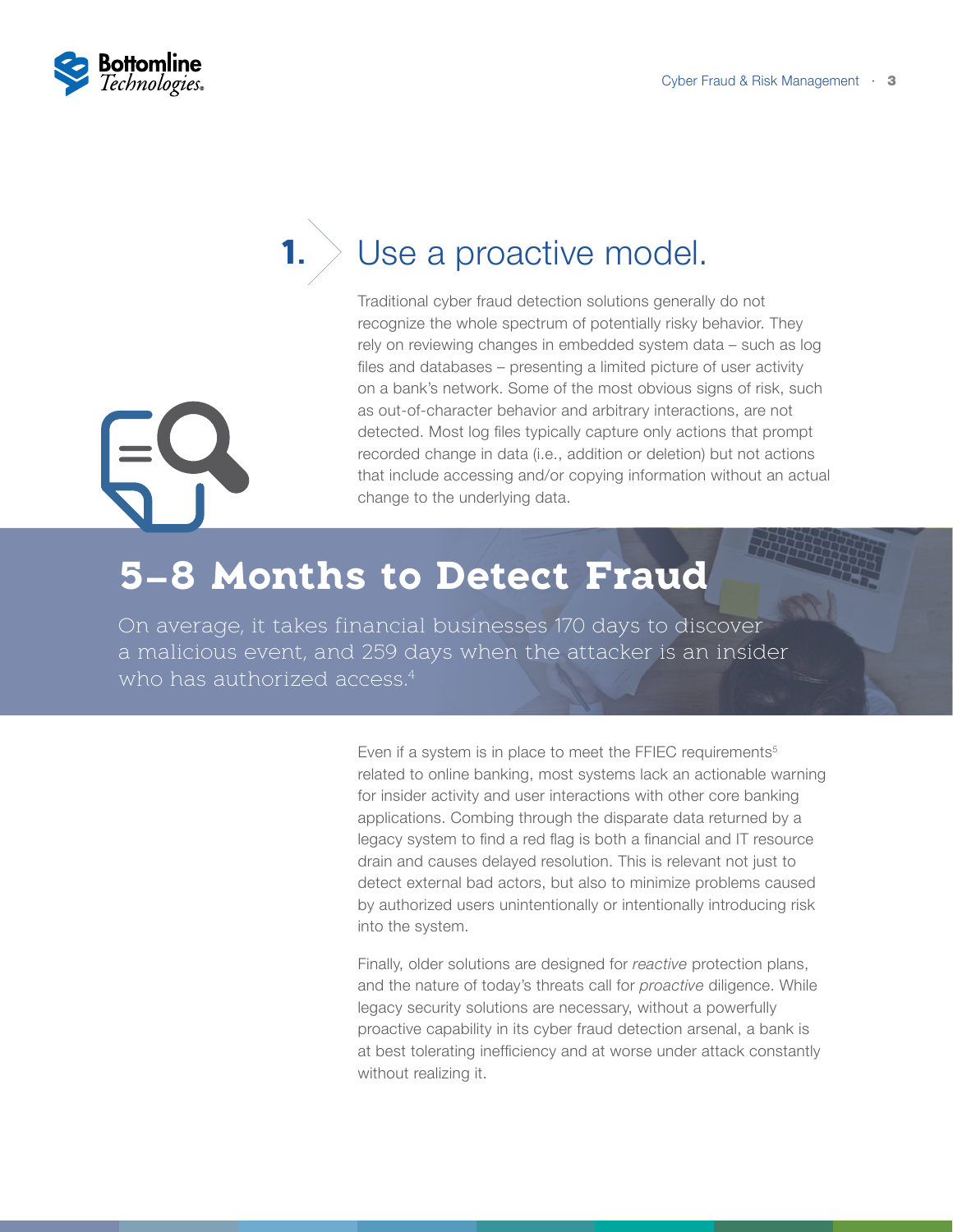## 1. Use a proactive model.

Traditional cyber fraud detection solutions generally do not recognize the whole spectrum of potentially risky behavior. They rely on reviewing changes in embedded system data – such as log files and databases – presenting a limited picture of user activity on a bank's network. Some of the most obvious signs of risk, such as out-of-character behavior and arbitrary interactions, are not detected. Most log files typically capture only actions that prompt recorded change in data (i.e., addition or deletion) but not actions that include accessing and/or copying information without an actual change to the underlying data.

## 5–8 Months to Detect Fraud

On average, it takes financial businesses 170 days to discover a malicious event, and 259 days when the attacker is an insider who has authorized access.[4]

Even if a system is in place to meet the FFIEC requirements[5] related to online banking, most systems lack an actionable warning for insider activity and user interactions with other core banking applications. Combing through the disparate data returned by a legacy system to find a red flag is both a financial and IT resource drain and causes delayed resolution. This is relevant not just to detect external bad actors, but also to minimize problems caused by authorized users unintentionally or intentionally introducing risk into the system.

Finally, older solutions are designed for *reactive* protection plans, and the nature of today's threats call for *proactive* diligence. While legacy security solutions are necessary, without a powerfully proactive capability in its cyber fraud detection arsenal, a bank is at best tolerating inefficiency and at worse under attack constantly without realizing it.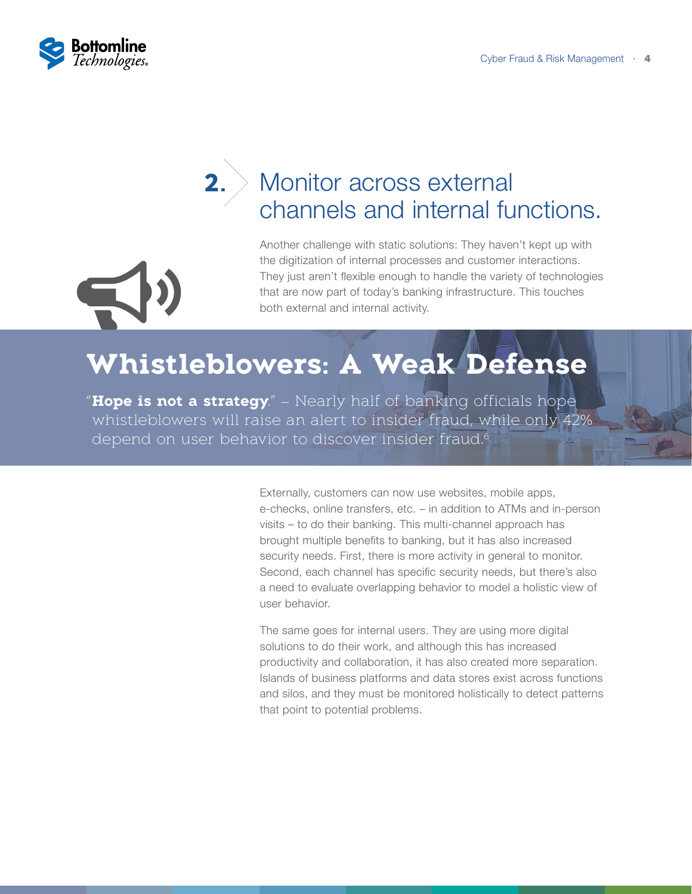## 2. Monitor across external channels and internal functions.

Another challenge with static solutions: They haven't kept up with the digitization of internal processes and customer interactions. They just aren't flexible enough to handle the variety of technologies that are now part of today's banking infrastructure. This touches both external and internal activity.

### Whistleblowers: A Weak Defense

"**Hope is not a strategy**." – Nearly half of banking officials hope whistleblowers will raise an alert to insider fraud, while only 42% depend on user behavior to discover insider fraud.[6]

Externally, customers can now use websites, mobile apps, e-checks, online transfers, etc. – in addition to ATMs and in-person visits – to do their banking. This multi-channel approach has brought multiple benefits to banking, but it has also increased security needs. First, there is more activity in general to monitor. Second, each channel has specific security needs, but there's also a need to evaluate overlapping behavior to model a holistic view of user behavior.

The same goes for internal users. They are using more digital solutions to do their work, and although this has increased productivity and collaboration, it has also created more separation. Islands of business platforms and data stores exist across functions and silos, and they must be monitored holistically to detect patterns that point to potential problems.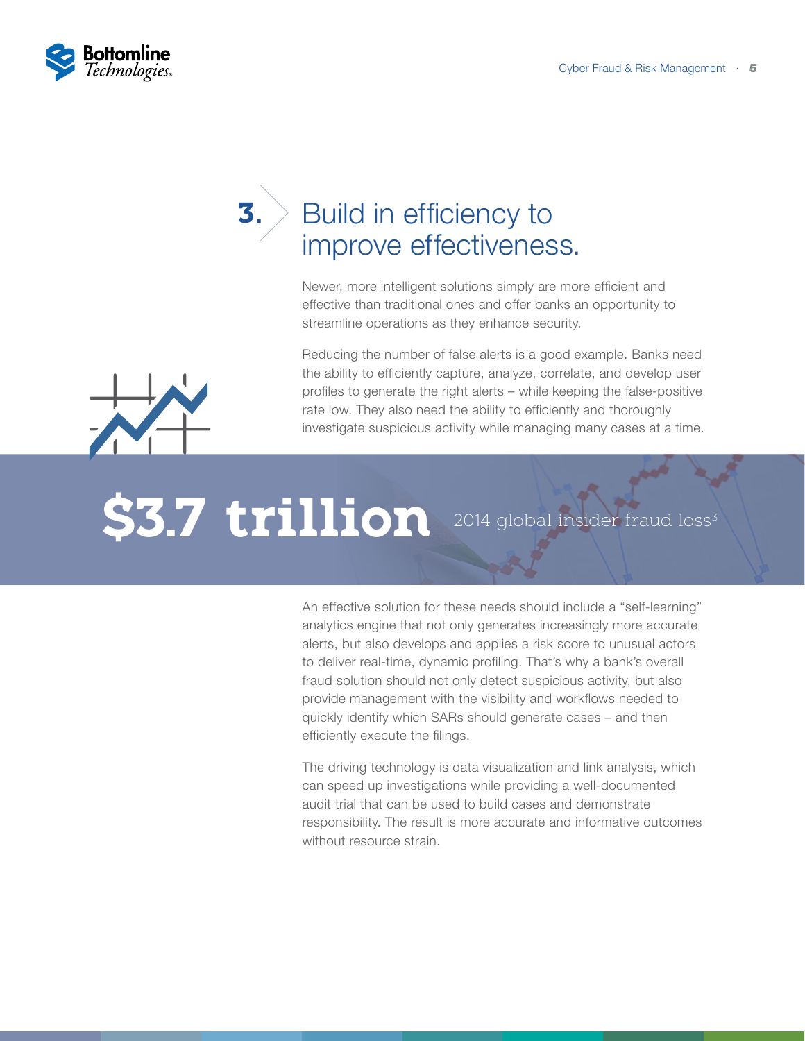## 3. Build in efficiency to improve effectiveness.

Newer, more intelligent solutions simply are more efficient and effective than traditional ones and offer banks an opportunity to streamline operations as they enhance security.

Reducing the number of false alerts is a good example. Banks need the ability to efficiently capture, analyze, correlate, and develop user profiles to generate the right alerts – while keeping the false-positive rate low. They also need the ability to efficiently and thoroughly investigate suspicious activity while managing many cases at a time.

**$3.7 trillion** 2014 global insider fraud loss[3]

An effective solution for these needs should include a "self-learning" analytics engine that not only generates increasingly more accurate alerts, but also develops and applies a risk score to unusual actors to deliver real-time, dynamic profiling. That's why a bank's overall fraud solution should not only detect suspicious activity, but also provide management with the visibility and workflows needed to quickly identify which SARs should generate cases – and then efficiently execute the filings.

The driving technology is data visualization and link analysis, which can speed up investigations while providing a well-documented audit trial that can be used to build cases and demonstrate responsibility. The result is more accurate and informative outcomes without resource strain.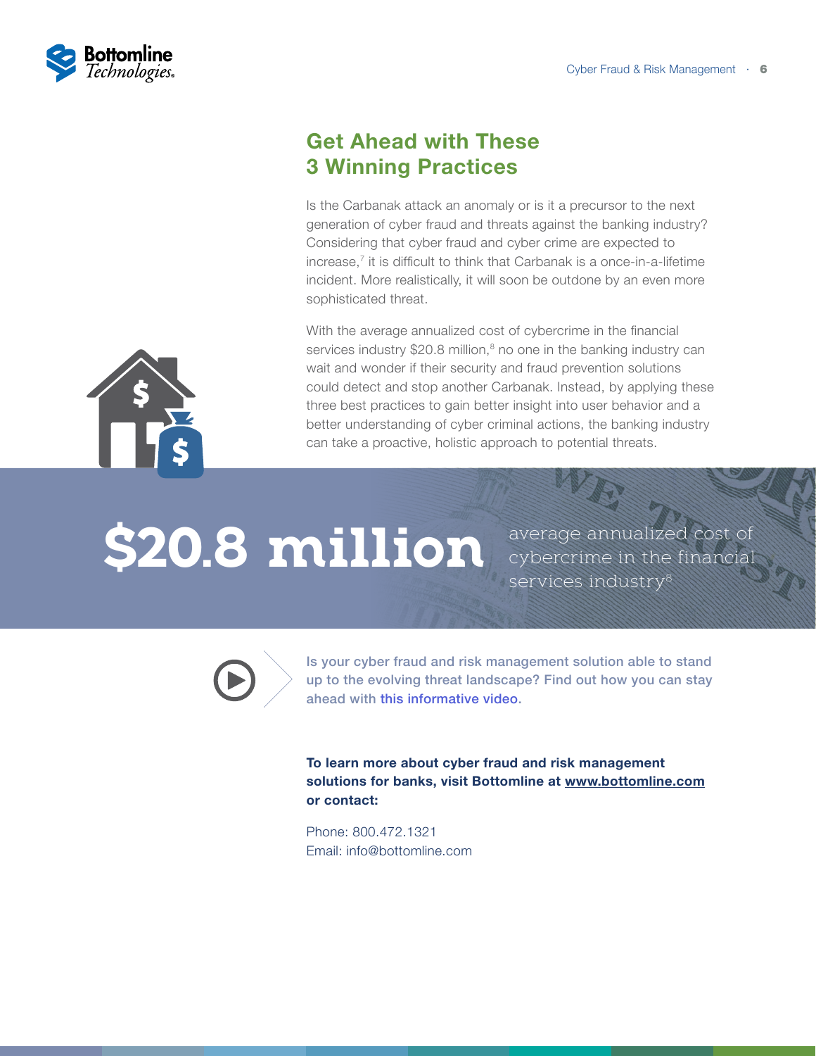## Get Ahead with These 3 Winning Practices

Is the Carbanak attack an anomaly or is it a precursor to the next generation of cyber fraud and threats against the banking industry? Considering that cyber fraud and cyber crime are expected to increase,[7] it is difficult to think that Carbanak is a once-in-a-lifetime incident. More realistically, it will soon be outdone by an even more sophisticated threat.

With the average annualized cost of cybercrime in the financial services industry $20.8 million,[8] no one in the banking industry can wait and wonder if their security and fraud prevention solutions could detect and stop another Carbanak. Instead, by applying these three best practices to gain better insight into user behavior and a better understanding of cyber criminal actions, the banking industry can take a proactive, holistic approach to potential threats.

**$20.8 million** average annualized cost of cybercrime in the financial services industry[8]

Is your cyber fraud and risk management solution able to stand up to the evolving threat landscape? Find out how you can stay ahead with this informative video.

**To learn more about cyber fraud and risk management solutions for banks, visit Bottomline at www.bottomline.com or contact:**

Phone: 800.472.1321
Email: info@bottomline.com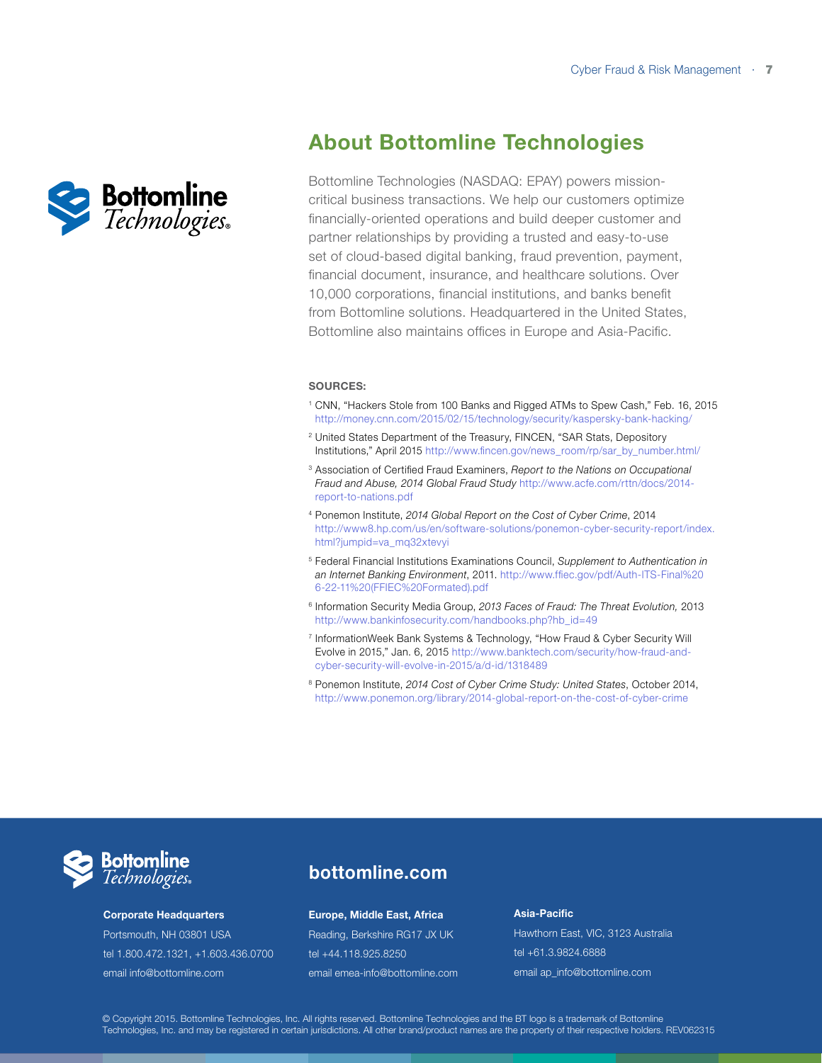## About Bottomline Technologies

Bottomline Technologies (NASDAQ: EPAY) powers mission-critical business transactions. We help our customers optimize financially-oriented operations and build deeper customer and partner relationships by providing a trusted and easy-to-use set of cloud-based digital banking, fraud prevention, payment, financial document, insurance, and healthcare solutions. Over 10,000 corporations, financial institutions, and banks benefit from Bottomline solutions. Headquartered in the United States, Bottomline also maintains offices in Europe and Asia-Pacific.

**SOURCES:**

[1] CNN, "Hackers Stole from 100 Banks and Rigged ATMs to Spew Cash," Feb. 16, 2015 http://money.cnn.com/2015/02/15/technology/security/kaspersky-bank-hacking/

[2] United States Department of the Treasury, FINCEN, "SAR Stats, Depository Institutions," April 2015 http://www.fincen.gov/news_room/rp/sar_by_number.html/

[3] Association of Certified Fraud Examiners, *Report to the Nations on Occupational Fraud and Abuse, 2014 Global Fraud Study* http://www.acfe.com/rttn/docs/2014-report-to-nations.pdf

[4] Ponemon Institute, *2014 Global Report on the Cost of Cyber Crime*, 2014 http://www8.hp.com/us/en/software-solutions/ponemon-cyber-security-report/index.html?jumpid=va_mq32xtevyi

[5] Federal Financial Institutions Examinations Council, *Supplement to Authentication in an Internet Banking Environment*, 2011. http://www.ffiec.gov/pdf/Auth-ITS-Final%206-22-11%20(FFIEC%20Formated).pdf

[6] Information Security Media Group, *2013 Faces of Fraud: The Threat Evolution,* 2013 http://www.bankinfosecurity.com/handbooks.php?hb_id=49

[7] InformationWeek Bank Systems & Technology, "How Fraud & Cyber Security Will Evolve in 2015," Jan. 6, 2015 http://www.banktech.com/security/how-fraud-and-cyber-security-will-evolve-in-2015/a/d-id/1318489

[8] Ponemon Institute, *2014 Cost of Cyber Crime Study: United States*, October 2014, http://www.ponemon.org/library/2014-global-report-on-the-cost-of-cyber-crime

**bottomline.com**

**Corporate Headquarters**
Portsmouth, NH 03801 USA
tel 1.800.472.1321, +1.603.436.0700
email info@bottomline.com

**Europe, Middle East, Africa**
Reading, Berkshire RG17 JX UK
tel +44.118.925.8250
email emea-info@bottomline.com

**Asia-Pacific**
Hawthorn East, VIC, 3123 Australia
tel +61.3.9824.6888
email ap_info@bottomline.com

© Copyright 2015. Bottomline Technologies, Inc. All rights reserved. Bottomline Technologies and the BT logo is a trademark of Bottomline Technologies, Inc. and may be registered in certain jurisdictions. All other brand/product names are the property of their respective holders. REV062315